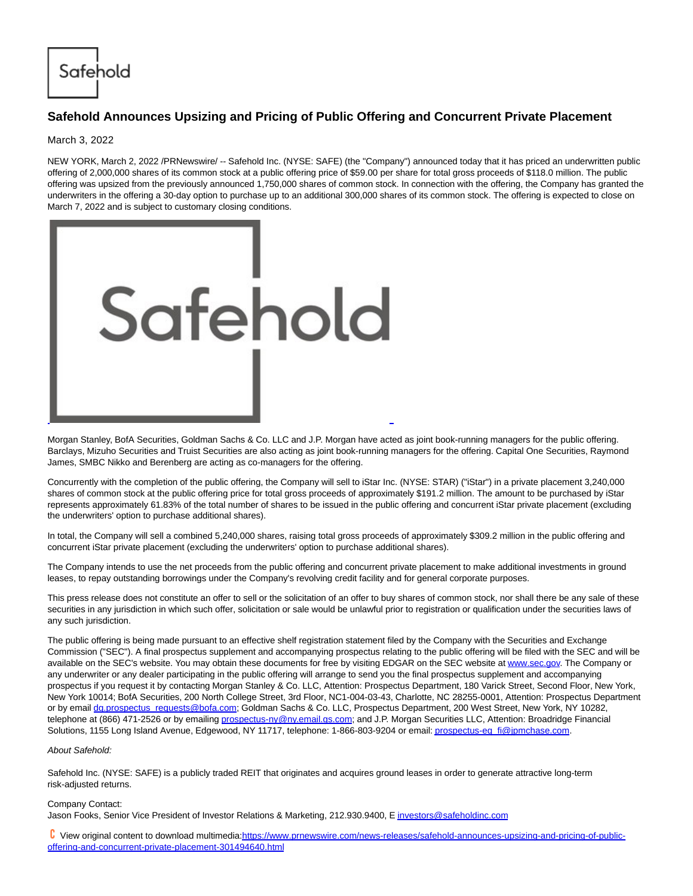# Safehold Announces Upsizing and Pricing of Public Offering and Concurrent Private Placement

March 3, 2022

NEW YORK, March 2, 2022 /PRNewswire/ -- Safehold Inc. (NYSE: SAFE) (the "Company") announced today that it has priced an underwritten public offering of 2,000,000 shares of its common stock at a public offering price of $59.00 per share for total gross proceeds of $118.0 million. The public offering was upsized from the previously announced 1,750,000 shares of common stock. In connection with the offering, the Company has granted the underwriters in the offering a 30-day option to purchase up to an additional 300,000 shares of its common stock. The offering is expected to close on March 7, 2022 and is subject to customary closing conditions.

Morgan Stanley, BofA Securities, Goldman Sachs & Co. LLC and J.P. Morgan have acted as joint book-running managers for the public offering. Barclays, Mizuho Securities and Truist Securities are also acting as joint book-running managers for the offering. Capital One Securities, Raymond James, SMBC Nikko and Berenberg are acting as co-managers for the offering.

Concurrently with the completion of the public offering, the Company will sell to iStar Inc. (NYSE: STAR) ("iStar") in a private placement 3,240,000 shares of common stock at the public offering price for total gross proceeds of approximately $191.2 million. The amount to be purchased by iStar represents approximately 61.83% of the total number of shares to be issued in the public offering and concurrent iStar private placement (excluding the underwriters' option to purchase additional shares).

In total, the Company will sell a combined 5,240,000 shares, raising total gross proceeds of approximately $309.2 million in the public offering and concurrent iStar private placement (excluding the underwriters' option to purchase additional shares).

The Company intends to use the net proceeds from the public offering and concurrent private placement to make additional investments in ground leases, to repay outstanding borrowings under the Company's revolving credit facility and for general corporate purposes.

This press release does not constitute an offer to sell or the solicitation of an offer to buy shares of common stock, nor shall there be any sale of these securities in any jurisdiction in which such offer, solicitation or sale would be unlawful prior to registration or qualification under the securities laws of any such jurisdiction.

The public offering is being made pursuant to an effective shelf registration statement filed by the Company with the Securities and Exchange Commission ("SEC"). A final prospectus supplement and accompanying prospectus relating to the public offering will be filed with the SEC and will be available on the SEC's website. You may obtain these documents for free by visiting EDGAR on the SEC website at www.sec.gov. The Company or any underwriter or any dealer participating in the public offering will arrange to send you the final prospectus supplement and accompanying prospectus if you request it by contacting Morgan Stanley & Co. LLC, Attention: Prospectus Department, 180 Varick Street, Second Floor, New York, New York 10014; BofA Securities, 200 North College Street, 3rd Floor, NC1-004-03-43, Charlotte, NC 28255-0001, Attention: Prospectus Department or by email dg.prospectus_requests@bofa.com; Goldman Sachs & Co. LLC, Prospectus Department, 200 West Street, New York, NY 10282, telephone at (866) 471-2526 or by emailing prospectus-ny@ny.email.gs.com; and J.P. Morgan Securities LLC, Attention: Broadridge Financial Solutions, 1155 Long Island Avenue, Edgewood, NY 11717, telephone: 1-866-803-9204 or email: prospectus-eq_fi@jpmchase.com.

*About Safehold:*

Safehold Inc. (NYSE: SAFE) is a publicly traded REIT that originates and acquires ground leases in order to generate attractive long-term risk-adjusted returns.

Company Contact:
Jason Fooks, Senior Vice President of Investor Relations & Marketing, 212.930.9400, E investors@safeholdinc.com

View original content to download multimedia:https://www.prnewswire.com/news-releases/safehold-announces-upsizing-and-pricing-of-public-offering-and-concurrent-private-placement-301494640.html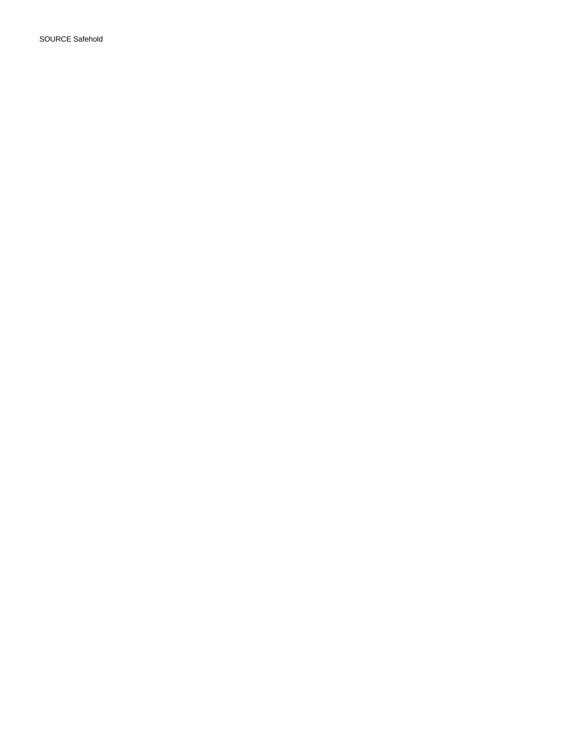SOURCE Safehold